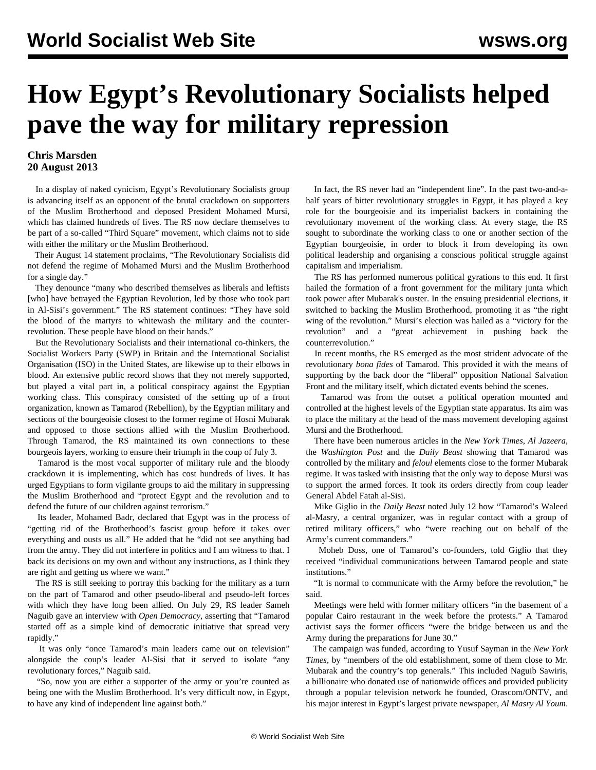# How Egypt's Revolutionary Socialists helped pave the way for military repression

**Chris Marsden**
**20 August 2013**

In a display of naked cynicism, Egypt's Revolutionary Socialists group is advancing itself as an opponent of the brutal crackdown on supporters of the Muslim Brotherhood and deposed President Mohamed Mursi, which has claimed hundreds of lives. The RS now declare themselves to be part of a so-called "Third Square" movement, which claims not to side with either the military or the Muslim Brotherhood.

Their August 14 statement proclaims, "The Revolutionary Socialists did not defend the regime of Mohamed Mursi and the Muslim Brotherhood for a single day."

They denounce "many who described themselves as liberals and leftists [who] have betrayed the Egyptian Revolution, led by those who took part in Al-Sisi's government." The RS statement continues: "They have sold the blood of the martyrs to whitewash the military and the counter-revolution. These people have blood on their hands."

But the Revolutionary Socialists and their international co-thinkers, the Socialist Workers Party (SWP) in Britain and the International Socialist Organisation (ISO) in the United States, are likewise up to their elbows in blood. An extensive public record shows that they not merely supported, but played a vital part in, a political conspiracy against the Egyptian working class. This conspiracy consisted of the setting up of a front organization, known as Tamarod (Rebellion), by the Egyptian military and sections of the bourgeoisie closest to the former regime of Hosni Mubarak and opposed to those sections allied with the Muslim Brotherhood. Through Tamarod, the RS maintained its own connections to these bourgeois layers, working to ensure their triumph in the coup of July 3.

Tamarod is the most vocal supporter of military rule and the bloody crackdown it is implementing, which has cost hundreds of lives. It has urged Egyptians to form vigilante groups to aid the military in suppressing the Muslim Brotherhood and "protect Egypt and the revolution and to defend the future of our children against terrorism."

Its leader, Mohamed Badr, declared that Egypt was in the process of "getting rid of the Brotherhood's fascist group before it takes over everything and ousts us all." He added that he "did not see anything bad from the army. They did not interfere in politics and I am witness to that. I back its decisions on my own and without any instructions, as I think they are right and getting us where we want."

The RS is still seeking to portray this backing for the military as a turn on the part of Tamarod and other pseudo-liberal and pseudo-left forces with which they have long been allied. On July 29, RS leader Sameh Naguib gave an interview with *Open Democracy*, asserting that "Tamarod started off as a simple kind of democratic initiative that spread very rapidly."

It was only "once Tamarod's main leaders came out on television" alongside the coup's leader Al-Sisi that it served to isolate "any revolutionary forces," Naguib said.

"So, now you are either a supporter of the army or you're counted as being one with the Muslim Brotherhood. It's very difficult now, in Egypt, to have any kind of independent line against both."

In fact, the RS never had an "independent line". In the past two-and-a-half years of bitter revolutionary struggles in Egypt, it has played a key role for the bourgeoisie and its imperialist backers in containing the revolutionary movement of the working class. At every stage, the RS sought to subordinate the working class to one or another section of the Egyptian bourgeoisie, in order to block it from developing its own political leadership and organising a conscious political struggle against capitalism and imperialism.

The RS has performed numerous political gyrations to this end. It first hailed the formation of a front government for the military junta which took power after Mubarak's ouster. In the ensuing presidential elections, it switched to backing the Muslim Brotherhood, promoting it as "the right wing of the revolution." Mursi's election was hailed as a "victory for the revolution" and a "great achievement in pushing back the counterrevolution."

In recent months, the RS emerged as the most strident advocate of the revolutionary *bona fides* of Tamarod. This provided it with the means of supporting by the back door the "liberal" opposition National Salvation Front and the military itself, which dictated events behind the scenes.

Tamarod was from the outset a political operation mounted and controlled at the highest levels of the Egyptian state apparatus. Its aim was to place the military at the head of the mass movement developing against Mursi and the Brotherhood.

There have been numerous articles in the *New York Times*, *Al Jazeera*, the *Washington Post* and the *Daily Beast* showing that Tamarod was controlled by the military and *feloul* elements close to the former Mubarak regime. It was tasked with insisting that the only way to depose Mursi was to support the armed forces. It took its orders directly from coup leader General Abdel Fatah al-Sisi.

Mike Giglio in the *Daily Beast* noted July 12 how "Tamarod's Waleed al-Masry, a central organizer, was in regular contact with a group of retired military officers," who "were reaching out on behalf of the Army's current commanders."

Moheb Doss, one of Tamarod's co-founders, told Giglio that they received "individual communications between Tamarod people and state institutions."

"It is normal to communicate with the Army before the revolution," he said.

Meetings were held with former military officers "in the basement of a popular Cairo restaurant in the week before the protests." A Tamarod activist says the former officers "were the bridge between us and the Army during the preparations for June 30."

The campaign was funded, according to Yusuf Sayman in the *New York Times*, by "members of the old establishment, some of them close to Mr. Mubarak and the country's top generals." This included Naguib Sawiris, a billionaire who donated use of nationwide offices and provided publicity through a popular television network he founded, Orascom/ONTV, and his major interest in Egypt's largest private newspaper, *Al Masry Al Youm*.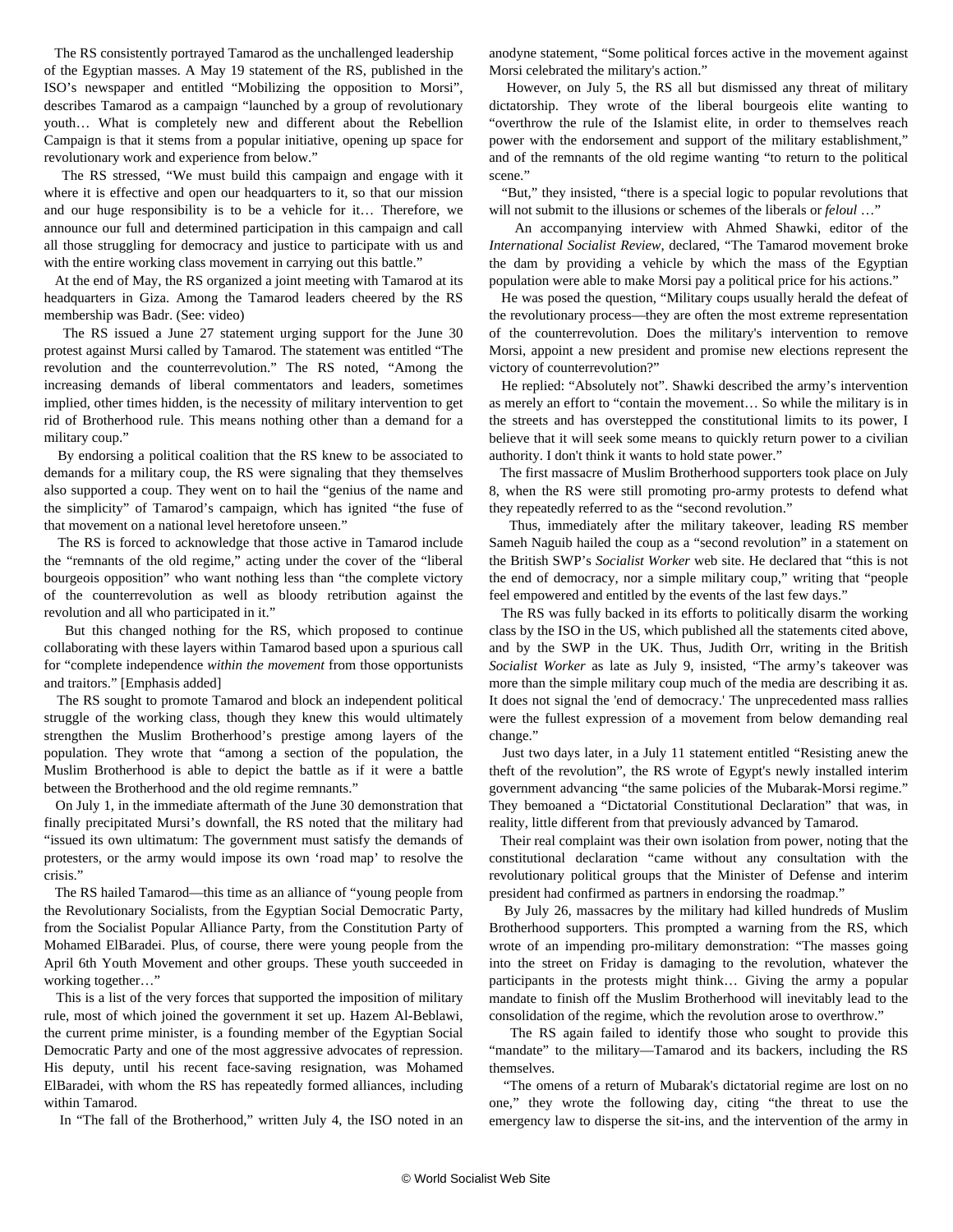The RS consistently portrayed Tamarod as the unchallenged leadership of the Egyptian masses. A May 19 statement of the RS, published in the ISO's newspaper and entitled "Mobilizing the opposition to Morsi", describes Tamarod as a campaign "launched by a group of revolutionary youth… What is completely new and different about the Rebellion Campaign is that it stems from a popular initiative, opening up space for revolutionary work and experience from below."

The RS stressed, "We must build this campaign and engage with it where it is effective and open our headquarters to it, so that our mission and our huge responsibility is to be a vehicle for it… Therefore, we announce our full and determined participation in this campaign and call all those struggling for democracy and justice to participate with us and with the entire working class movement in carrying out this battle."

At the end of May, the RS organized a joint meeting with Tamarod at its headquarters in Giza. Among the Tamarod leaders cheered by the RS membership was Badr. (See: video)

The RS issued a June 27 statement urging support for the June 30 protest against Mursi called by Tamarod. The statement was entitled "The revolution and the counterrevolution." The RS noted, "Among the increasing demands of liberal commentators and leaders, sometimes implied, other times hidden, is the necessity of military intervention to get rid of Brotherhood rule. This means nothing other than a demand for a military coup."

By endorsing a political coalition that the RS knew to be associated to demands for a military coup, the RS were signaling that they themselves also supported a coup. They went on to hail the "genius of the name and the simplicity" of Tamarod's campaign, which has ignited "the fuse of that movement on a national level heretofore unseen."

The RS is forced to acknowledge that those active in Tamarod include the "remnants of the old regime," acting under the cover of the "liberal bourgeois opposition" who want nothing less than "the complete victory of the counterrevolution as well as bloody retribution against the revolution and all who participated in it."

But this changed nothing for the RS, which proposed to continue collaborating with these layers within Tamarod based upon a spurious call for "complete independence *within the movement* from those opportunists and traitors." [Emphasis added]

The RS sought to promote Tamarod and block an independent political struggle of the working class, though they knew this would ultimately strengthen the Muslim Brotherhood's prestige among layers of the population. They wrote that "among a section of the population, the Muslim Brotherhood is able to depict the battle as if it were a battle between the Brotherhood and the old regime remnants."

On July 1, in the immediate aftermath of the June 30 demonstration that finally precipitated Mursi's downfall, the RS noted that the military had "issued its own ultimatum: The government must satisfy the demands of protesters, or the army would impose its own 'road map' to resolve the crisis."

The RS hailed Tamarod—this time as an alliance of "young people from the Revolutionary Socialists, from the Egyptian Social Democratic Party, from the Socialist Popular Alliance Party, from the Constitution Party of Mohamed ElBaradei. Plus, of course, there were young people from the April 6th Youth Movement and other groups. These youth succeeded in working together…"

This is a list of the very forces that supported the imposition of military rule, most of which joined the government it set up. Hazem Al-Beblawi, the current prime minister, is a founding member of the Egyptian Social Democratic Party and one of the most aggressive advocates of repression. His deputy, until his recent face-saving resignation, was Mohamed ElBaradei, with whom the RS has repeatedly formed alliances, including within Tamarod.

In "The fall of the Brotherhood," written July 4, the ISO noted in an anodyne statement, "Some political forces active in the movement against Morsi celebrated the military's action."

However, on July 5, the RS all but dismissed any threat of military dictatorship. They wrote of the liberal bourgeois elite wanting to "overthrow the rule of the Islamist elite, in order to themselves reach power with the endorsement and support of the military establishment," and of the remnants of the old regime wanting "to return to the political scene."

"But," they insisted, "there is a special logic to popular revolutions that will not submit to the illusions or schemes of the liberals or *feloul* …"

An accompanying interview with Ahmed Shawki, editor of the *International Socialist Review*, declared, "The Tamarod movement broke the dam by providing a vehicle by which the mass of the Egyptian population were able to make Morsi pay a political price for his actions."

He was posed the question, "Military coups usually herald the defeat of the revolutionary process—they are often the most extreme representation of the counterrevolution. Does the military's intervention to remove Morsi, appoint a new president and promise new elections represent the victory of counterrevolution?"

He replied: "Absolutely not". Shawki described the army's intervention as merely an effort to "contain the movement… So while the military is in the streets and has overstepped the constitutional limits to its power, I believe that it will seek some means to quickly return power to a civilian authority. I don't think it wants to hold state power."

The first massacre of Muslim Brotherhood supporters took place on July 8, when the RS were still promoting pro-army protests to defend what they repeatedly referred to as the "second revolution."

Thus, immediately after the military takeover, leading RS member Sameh Naguib hailed the coup as a "second revolution" in a statement on the British SWP's *Socialist Worker* web site. He declared that "this is not the end of democracy, nor a simple military coup," writing that "people feel empowered and entitled by the events of the last few days."

The RS was fully backed in its efforts to politically disarm the working class by the ISO in the US, which published all the statements cited above, and by the SWP in the UK. Thus, Judith Orr, writing in the British *Socialist Worker* as late as July 9, insisted, "The army's takeover was more than the simple military coup much of the media are describing it as. It does not signal the 'end of democracy.' The unprecedented mass rallies were the fullest expression of a movement from below demanding real change."

Just two days later, in a July 11 statement entitled "Resisting anew the theft of the revolution", the RS wrote of Egypt's newly installed interim government advancing "the same policies of the Mubarak-Morsi regime." They bemoaned a "Dictatorial Constitutional Declaration" that was, in reality, little different from that previously advanced by Tamarod.

Their real complaint was their own isolation from power, noting that the constitutional declaration "came without any consultation with the revolutionary political groups that the Minister of Defense and interim president had confirmed as partners in endorsing the roadmap."

By July 26, massacres by the military had killed hundreds of Muslim Brotherhood supporters. This prompted a warning from the RS, which wrote of an impending pro-military demonstration: "The masses going into the street on Friday is damaging to the revolution, whatever the participants in the protests might think… Giving the army a popular mandate to finish off the Muslim Brotherhood will inevitably lead to the consolidation of the regime, which the revolution arose to overthrow."

The RS again failed to identify those who sought to provide this "mandate" to the military—Tamarod and its backers, including the RS themselves.

"The omens of a return of Mubarak's dictatorial regime are lost on no one," they wrote the following day, citing "the threat to use the emergency law to disperse the sit-ins, and the intervention of the army in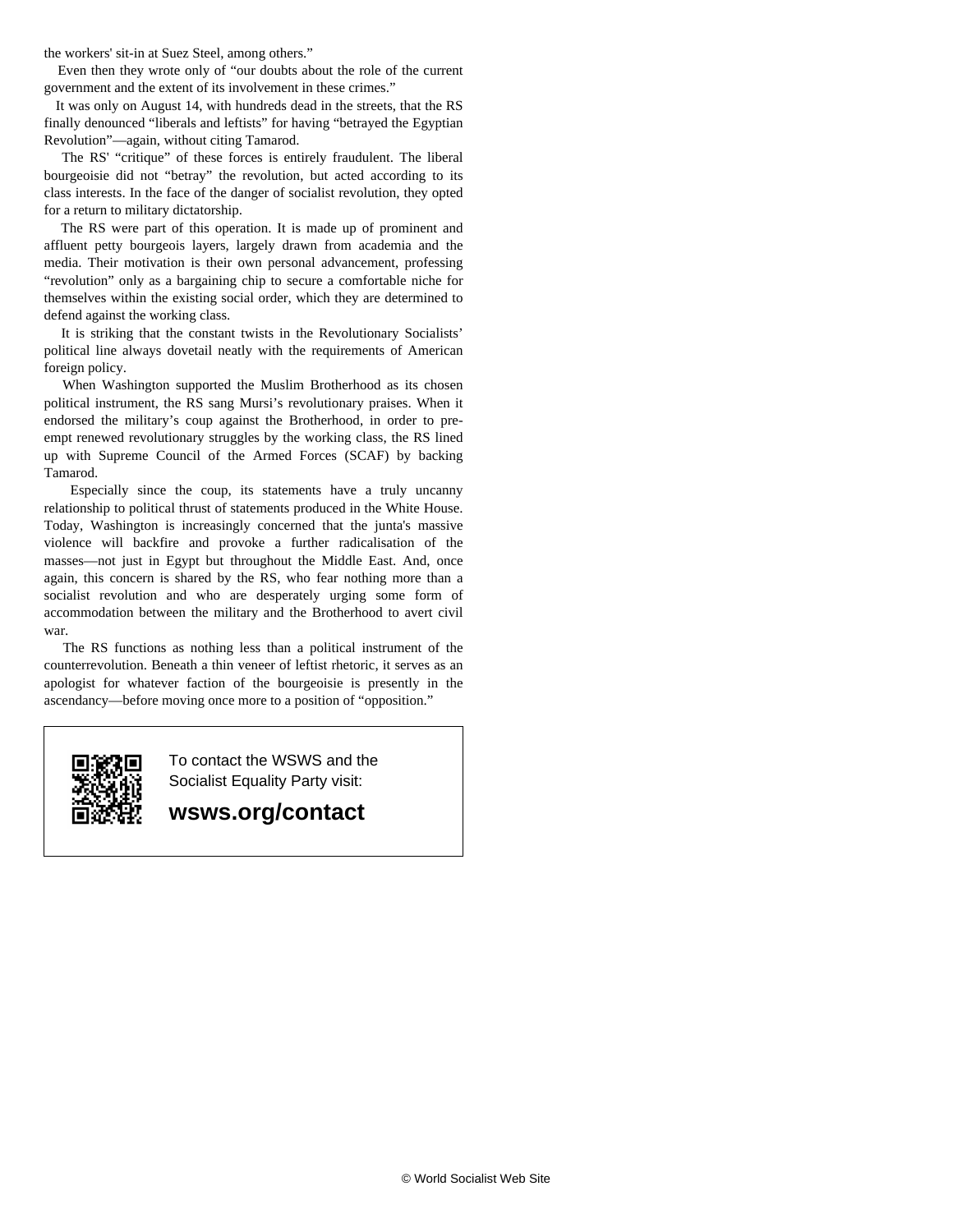the workers' sit-in at Suez Steel, among others."

Even then they wrote only of "our doubts about the role of the current government and the extent of its involvement in these crimes."

It was only on August 14, with hundreds dead in the streets, that the RS finally denounced "liberals and leftists" for having "betrayed the Egyptian Revolution"—again, without citing Tamarod.

The RS' "critique" of these forces is entirely fraudulent. The liberal bourgeoisie did not "betray" the revolution, but acted according to its class interests. In the face of the danger of socialist revolution, they opted for a return to military dictatorship.

The RS were part of this operation. It is made up of prominent and affluent petty bourgeois layers, largely drawn from academia and the media. Their motivation is their own personal advancement, professing "revolution" only as a bargaining chip to secure a comfortable niche for themselves within the existing social order, which they are determined to defend against the working class.

It is striking that the constant twists in the Revolutionary Socialists' political line always dovetail neatly with the requirements of American foreign policy.

When Washington supported the Muslim Brotherhood as its chosen political instrument, the RS sang Mursi's revolutionary praises. When it endorsed the military's coup against the Brotherhood, in order to pre-empt renewed revolutionary struggles by the working class, the RS lined up with Supreme Council of the Armed Forces (SCAF) by backing Tamarod.

Especially since the coup, its statements have a truly uncanny relationship to political thrust of statements produced in the White House. Today, Washington is increasingly concerned that the junta's massive violence will backfire and provoke a further radicalisation of the masses—not just in Egypt but throughout the Middle East. And, once again, this concern is shared by the RS, who fear nothing more than a socialist revolution and who are desperately urging some form of accommodation between the military and the Brotherhood to avert civil war.

The RS functions as nothing less than a political instrument of the counterrevolution. Beneath a thin veneer of leftist rhetoric, it serves as an apologist for whatever faction of the bourgeoisie is presently in the ascendancy—before moving once more to a position of "opposition."

To contact the WSWS and the Socialist Equality Party visit:

**wsws.org/contact**